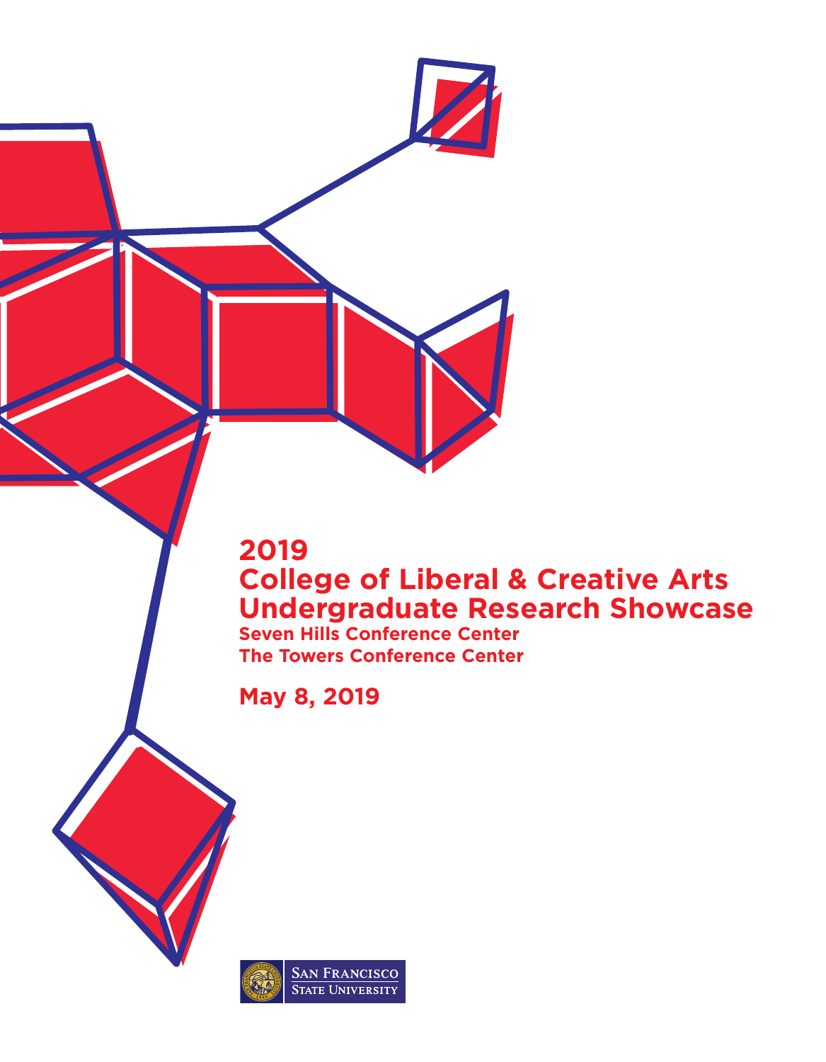# 2019 College of Liberal & Creative Arts Undergraduate Research Showcase

**Seven Hills Conference Center**
**The Towers Conference Center**

**May 8, 2019**

San Francisco State University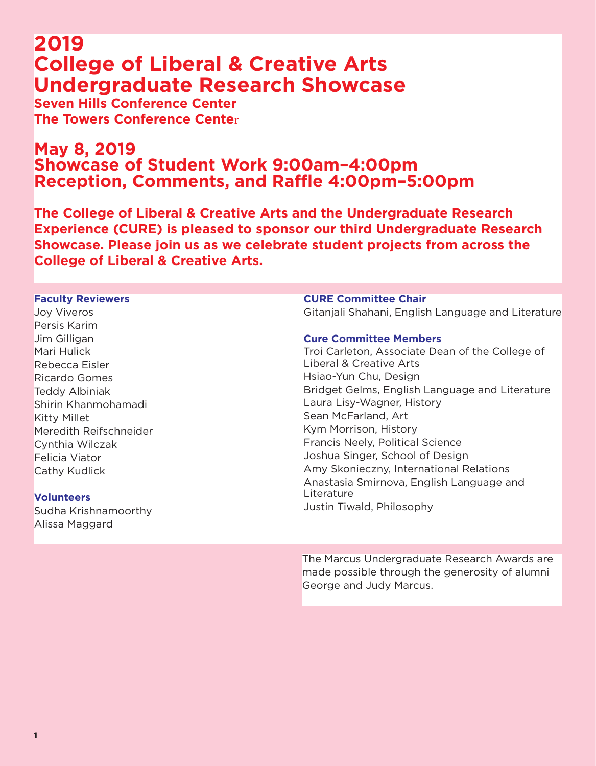# 2019 College of Liberal & Creative Arts Undergraduate Research Showcase

**Seven Hills Conference Center**
**The Towers Conference Center**

## May 8, 2019
## Showcase of Student Work 9:00am–4:00pm
## Reception, Comments, and Raffle 4:00pm–5:00pm

**The College of Liberal & Creative Arts and the Undergraduate Research Experience (CURE) is pleased to sponsor our third Undergraduate Research Showcase. Please join us as we celebrate student projects from across the College of Liberal & Creative Arts.**

### Faculty Reviewers

Joy Viveros
Persis Karim
Jim Gilligan
Mari Hulick
Rebecca Eisler
Ricardo Gomes
Teddy Albiniak
Shirin Khanmohamadi
Kitty Millet
Meredith Reifschneider
Cynthia Wilczak
Felicia Viator
Cathy Kudlick

### Volunteers

Sudha Krishnamoorthy
Alissa Maggard

### CURE Committee Chair

Gitanjali Shahani, English Language and Literature

### Cure Committee Members

Troi Carleton, Associate Dean of the College of Liberal & Creative Arts
Hsiao-Yun Chu, Design
Bridget Gelms, English Language and Literature
Laura Lisy-Wagner, History
Sean McFarland, Art
Kym Morrison, History
Francis Neely, Political Science
Joshua Singer, School of Design
Amy Skonieczny, International Relations
Anastasia Smirnova, English Language and Literature
Justin Tiwald, Philosophy

The Marcus Undergraduate Research Awards are made possible through the generosity of alumni George and Judy Marcus.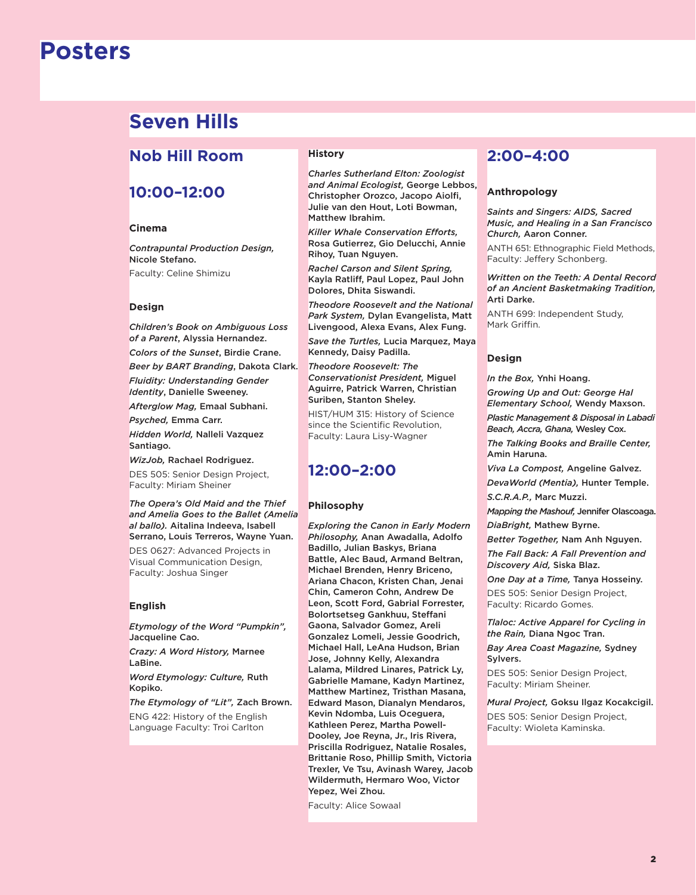# Posters

## Seven Hills

### Nob Hill Room

### 10:00–12:00

#### Cinema

*Contrapuntal Production Design,* Nicole Stefano.

Faculty: Celine Shimizu

#### Design

*Children's Book on Ambiguous Loss of a Parent*, Alyssia Hernandez.

*Colors of the Sunset*, Birdie Crane.

*Beer by BART Branding*, Dakota Clark.

*Fluidity: Understanding Gender Identity*, Danielle Sweeney.

*Afterglow Mag,* Emaal Subhani.

*Psyched,* Emma Carr.

*Hidden World,* Nalleli Vazquez Santiago.

*WizJob,* Rachael Rodriguez.

DES 505: Senior Design Project, Faculty: Miriam Sheiner

*The Opera's Old Maid and the Thief and Amelia Goes to the Ballet (Amelia al ballo).* Aitalina Indeeva, Isabell Serrano, Louis Terreros, Wayne Yuan.

DES 0627: Advanced Projects in Visual Communication Design, Faculty: Joshua Singer

#### English

*Etymology of the Word "Pumpkin",* Jacqueline Cao.

*Crazy: A Word History,* Marnee LaBine.

*Word Etymology: Culture,* Ruth Kopiko.

*The Etymology of "Lit",* Zach Brown.

ENG 422: History of the English Language Faculty: Troi Carlton

#### History

*Charles Sutherland Elton: Zoologist and Animal Ecologist,* George Lebbos, Christopher Orozco, Jacopo Aiolfi, Julie van den Hout, Loti Bowman, Matthew Ibrahim.

*Killer Whale Conservation Efforts,* Rosa Gutierrez, Gio Delucchi, Annie Rihoy, Tuan Nguyen.

*Rachel Carson and Silent Spring,* Kayla Ratliff, Paul Lopez, Paul John Dolores, Dhita Siswandi.

*Theodore Roosevelt and the National Park System,* Dylan Evangelista, Matt Livengood, Alexa Evans, Alex Fung.

*Save the Turtles,* Lucia Marquez, Maya Kennedy, Daisy Padilla.

*Theodore Roosevelt: The Conservationist President,* Miguel Aguirre, Patrick Warren, Christian Suriben, Stanton Sheley.

HIST/HUM 315: History of Science since the Scientific Revolution, Faculty: Laura Lisy-Wagner

### 12:00–2:00

#### Philosophy

*Exploring the Canon in Early Modern Philosophy,* Anan Awadalla, Adolfo Badillo, Julian Baskys, Briana Battle, Alec Baud, Armand Beltran, Michael Brenden, Henry Briceno, Ariana Chacon, Kristen Chan, Jenai Chin, Cameron Cohn, Andrew De Leon, Scott Ford, Gabrial Forrester, Bolortsetseg Gankhuu, Steffani Gaona, Salvador Gomez, Areli Gonzalez Lomeli, Jessie Goodrich, Michael Hall, LeAna Hudson, Brian Jose, Johnny Kelly, Alexandra Lalama, Mildred Linares, Patrick Ly, Gabrielle Mamane, Kadyn Martinez, Matthew Martinez, Tristhan Masana, Edward Mason, Dianalyn Mendaros, Kevin Ndomba, Luis Oceguera, Kathleen Perez, Martha Powell-Dooley, Joe Reyna, Jr., Iris Rivera, Priscilla Rodriguez, Natalie Rosales, Brittanie Roso, Phillip Smith, Victoria Trexler, Ve Tsu, Avinash Warey, Jacob Wildermuth, Hermaro Woo, Victor Yepez, Wei Zhou.

Faculty: Alice Sowaal

### 2:00–4:00

#### Anthropology

*Saints and Singers: AIDS, Sacred Music, and Healing in a San Francisco Church,* Aaron Conner.

ANTH 651: Ethnographic Field Methods, Faculty: Jeffery Schonberg.

*Written on the Teeth: A Dental Record of an Ancient Basketmaking Tradition,* Arti Darke.

ANTH 699: Independent Study, Mark Griffin.

#### Design

*In the Box,* Ynhi Hoang.

*Growing Up and Out: George Hal Elementary School,* Wendy Maxson.

*Plastic Management & Disposal in Labadi Beach, Accra, Ghana,* Wesley Cox.

*The Talking Books and Braille Center,* Amin Haruna.

*Viva La Compost,* Angeline Galvez.

*DevaWorld (Mentia),* Hunter Temple.

*S.C.R.A.P.,* Marc Muzzi.

*Mapping the Mashouf,* Jennifer Olascoaga.

*DiaBright,* Mathew Byrne.

*Better Together,* Nam Anh Nguyen.

*The Fall Back: A Fall Prevention and Discovery Aid,* Siska Blaz.

*One Day at a Time,* Tanya Hosseiny.

DES 505: Senior Design Project, Faculty: Ricardo Gomes.

*Tlaloc: Active Apparel for Cycling in the Rain,* Diana Ngoc Tran.

*Bay Area Coast Magazine,* Sydney Sylvers.

DES 505: Senior Design Project, Faculty: Miriam Sheiner.

*Mural Project,* Goksu Ilgaz Kocakcigil.

DES 505: Senior Design Project, Faculty: Wioleta Kaminska.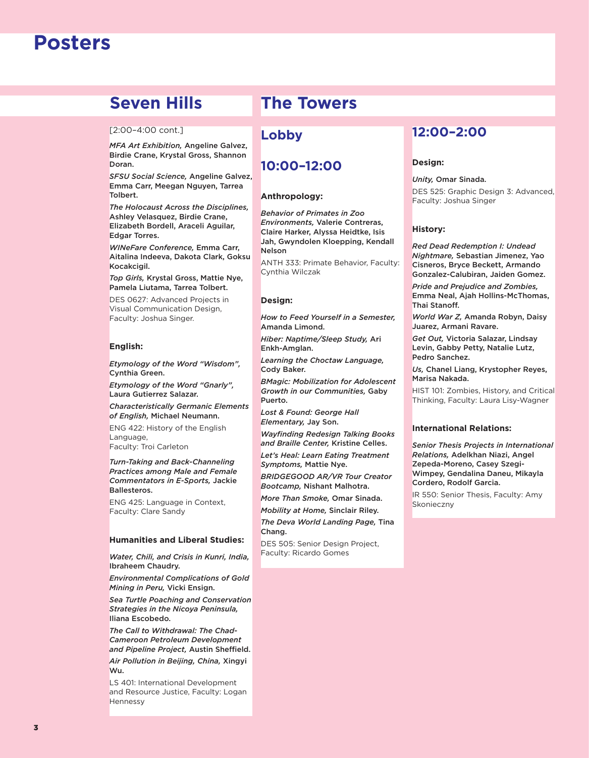# Posters

## Seven Hills

[2:00–4:00 cont.]

*MFA Art Exhibition,* Angeline Galvez, Birdie Crane, Krystal Gross, Shannon Doran.

*SFSU Social Science,* Angeline Galvez, Emma Carr, Meegan Nguyen, Tarrea Tolbert.

*The Holocaust Across the Disciplines,* Ashley Velasquez, Birdie Crane, Elizabeth Bordell, Araceli Aguilar, Edgar Torres.

*WINeFare Conference,* Emma Carr, Aitalina Indeeva, Dakota Clark, Goksu Kocakcigil.

*Top Girls,* Krystal Gross, Mattie Nye, Pamela Liutama, Tarrea Tolbert.

DES 0627: Advanced Projects in Visual Communication Design, Faculty: Joshua Singer.

#### English:

*Etymology of the Word "Wisdom",* Cynthia Green.

*Etymology of the Word "Gnarly",* Laura Gutierrez Salazar.

*Characteristically Germanic Elements of English,* Michael Neumann.

ENG 422: History of the English Language,
Faculty: Troi Carleton

*Turn-Taking and Back-Channeling Practices among Male and Female Commentators in E-Sports,* Jackie Ballesteros.

ENG 425: Language in Context, Faculty: Clare Sandy

#### Humanities and Liberal Studies:

*Water, Chili, and Crisis in Kunri, India,* Ibraheem Chaudry.

*Environmental Complications of Gold Mining in Peru,* Vicki Ensign.

*Sea Turtle Poaching and Conservation Strategies in the Nicoya Peninsula,* Iliana Escobedo.

*The Call to Withdrawal: The Chad-Cameroon Petroleum Development and Pipeline Project,* Austin Sheffield.

*Air Pollution in Beijing, China,* Xingyi Wu.

LS 401: International Development and Resource Justice, Faculty: Logan Hennessy

## The Towers

### Lobby

### 10:00–12:00

#### Anthropology:

*Behavior of Primates in Zoo Environments,* Valerie Contreras, Claire Harker, Alyssa Heidtke, Isis Jah, Gwyndolen Kloepping, Kendall Nelson

ANTH 333: Primate Behavior, Faculty: Cynthia Wilczak

#### Design:

*How to Feed Yourself in a Semester,* Amanda Limond.

*Hiber: Naptime/Sleep Study,* Ari Enkh-Amglan.

*Learning the Choctaw Language,* Cody Baker.

*BMagic: Mobilization for Adolescent Growth in our Communities,* Gaby Puerto.

*Lost & Found: George Hall Elementary,* Jay Son.

*Wayfinding Redesign Talking Books and Braille Center,* Kristine Celles.

*Let's Heal: Learn Eating Treatment Symptoms,* Mattie Nye.

*BRIDGEGOOD AR/VR Tour Creator Bootcamp,* Nishant Malhotra.

*More Than Smoke,* Omar Sinada.

*Mobility at Home,* Sinclair Riley.

*The Deva World Landing Page,* Tina Chang.

DES 505: Senior Design Project, Faculty: Ricardo Gomes

### 12:00–2:00

#### Design:

*Unity,* Omar Sinada.

DES 525: Graphic Design 3: Advanced, Faculty: Joshua Singer

#### History:

*Red Dead Redemption I: Undead Nightmare,* Sebastian Jimenez, Yao Cisneros, Bryce Beckett, Armando Gonzalez-Calubiran, Jaiden Gomez.

*Pride and Prejudice and Zombies,* Emma Neal, Ajah Hollins-McThomas, Thai Stanoff.

*World War Z,* Amanda Robyn, Daisy Juarez, Armani Ravare.

*Get Out,* Victoria Salazar, Lindsay Levin, Gabby Petty, Natalie Lutz, Pedro Sanchez.

*Us,* Chanel Liang, Krystopher Reyes, Marisa Nakada.

HIST 101: Zombies, History, and Critical Thinking, Faculty: Laura Lisy-Wagner

#### International Relations:

*Senior Thesis Projects in International Relations,* Adelkhan Niazi, Angel Zepeda-Moreno, Casey Szegi-Wimpey, Gendalina Daneu, Mikayla Cordero, Rodolf Garcia.

IR 550: Senior Thesis, Faculty: Amy Skonieczny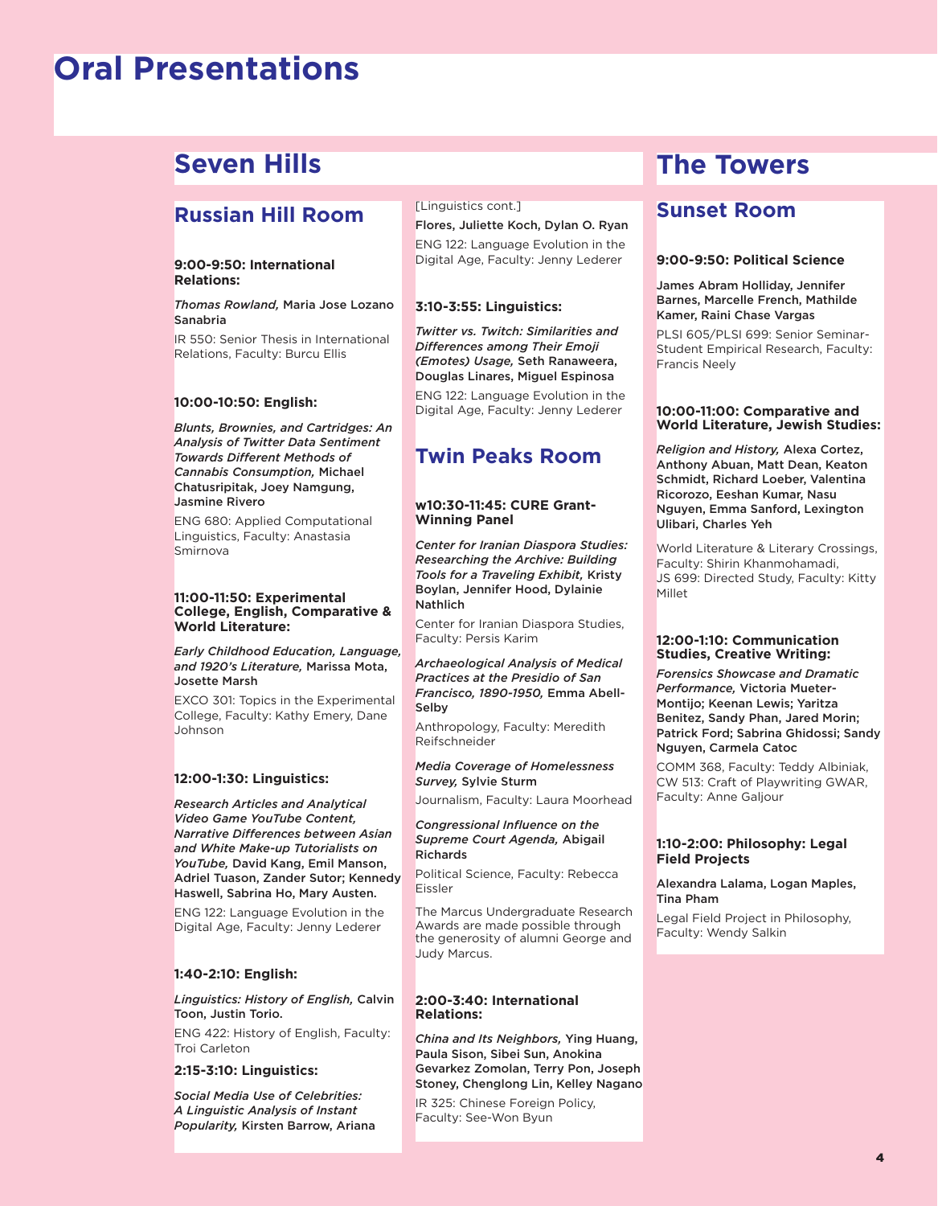# Oral Presentations

## Seven Hills

### Russian Hill Room

**9:00-9:50: International Relations:**

*Thomas Rowland,* **Maria Jose Lozano Sanabria**

IR 550: Senior Thesis in International Relations, Faculty: Burcu Ellis

**10:00-10:50: English:**

*Blunts, Brownies, and Cartridges: An Analysis of Twitter Data Sentiment Towards Different Methods of Cannabis Consumption,* **Michael Chatusripitak, Joey Namgung, Jasmine Rivero**

ENG 680: Applied Computational Linguistics, Faculty: Anastasia Smirnova

**11:00-11:50: Experimental College, English, Comparative & World Literature:**

*Early Childhood Education, Language, and 1920's Literature,* **Marissa Mota, Josette Marsh**

EXCO 301: Topics in the Experimental College, Faculty: Kathy Emery, Dane Johnson

**12:00-1:30: Linguistics:**

*Research Articles and Analytical Video Game YouTube Content, Narrative Differences between Asian and White Make-up Tutorialists on YouTube,* **David Kang, Emil Manson, Adriel Tuason, Zander Sutor; Kennedy Haswell, Sabrina Ho, Mary Austen.**

ENG 122: Language Evolution in the Digital Age, Faculty: Jenny Lederer

**1:40-2:10: English:**

*Linguistics: History of English,* **Calvin Toon, Justin Torio.**

ENG 422: History of English, Faculty: Troi Carleton

**2:15-3:10: Linguistics:**

*Social Media Use of Celebrities: A Linguistic Analysis of Instant Popularity,* **Kirsten Barrow, Ariana**

[Linguistics cont.]

**Flores, Juliette Koch, Dylan O. Ryan**

ENG 122: Language Evolution in the Digital Age, Faculty: Jenny Lederer

**3:10-3:55: Linguistics:**

*Twitter vs. Twitch: Similarities and Differences among Their Emoji (Emotes) Usage,* **Seth Ranaweera, Douglas Linares, Miguel Espinosa**

ENG 122: Language Evolution in the Digital Age, Faculty: Jenny Lederer

### Twin Peaks Room

**w10:30-11:45: CURE Grant-Winning Panel**

*Center for Iranian Diaspora Studies: Researching the Archive: Building Tools for a Traveling Exhibit,* **Kristy Boylan, Jennifer Hood, Dylainie Nathlich**

Center for Iranian Diaspora Studies, Faculty: Persis Karim

*Archaeological Analysis of Medical Practices at the Presidio of San Francisco, 1890-1950,* **Emma Abell-Selby**

Anthropology, Faculty: Meredith Reifschneider

*Media Coverage of Homelessness Survey,* **Sylvie Sturm**

Journalism, Faculty: Laura Moorhead

*Congressional Influence on the Supreme Court Agenda,* **Abigail Richards**

Political Science, Faculty: Rebecca Eissler

The Marcus Undergraduate Research Awards are made possible through the generosity of alumni George and Judy Marcus.

**2:00-3:40: International Relations:**

*China and Its Neighbors,* **Ying Huang, Paula Sison, Sibei Sun, Anokina Gevarkez Zomolan, Terry Pon, Joseph Stoney, Chenglong Lin, Kelley Nagano**

IR 325: Chinese Foreign Policy, Faculty: See-Won Byun

## The Towers

### Sunset Room

**9:00-9:50: Political Science**

**James Abram Holliday, Jennifer Barnes, Marcelle French, Mathilde Kamer, Raini Chase Vargas**

PLSI 605/PLSI 699: Senior Seminar-Student Empirical Research, Faculty: Francis Neely

**10:00-11:00: Comparative and World Literature, Jewish Studies:**

*Religion and History,* **Alexa Cortez, Anthony Abuan, Matt Dean, Keaton Schmidt, Richard Loeber, Valentina Ricorozo, Eeshan Kumar, Nasu Nguyen, Emma Sanford, Lexington Ulibari, Charles Yeh**

World Literature & Literary Crossings, Faculty: Shirin Khanmohamadi, JS 699: Directed Study, Faculty: Kitty Millet

**12:00-1:10: Communication Studies, Creative Writing:**

*Forensics Showcase and Dramatic Performance,* **Victoria Mueter-Montijo; Keenan Lewis; Yaritza Benitez, Sandy Phan, Jared Morin; Patrick Ford; Sabrina Ghidossi; Sandy Nguyen, Carmela Catoc**

COMM 368, Faculty: Teddy Albiniak, CW 513: Craft of Playwriting GWAR, Faculty: Anne Galjour

**1:10-2:00: Philosophy: Legal Field Projects**

**Alexandra Lalama, Logan Maples, Tina Pham**

Legal Field Project in Philosophy, Faculty: Wendy Salkin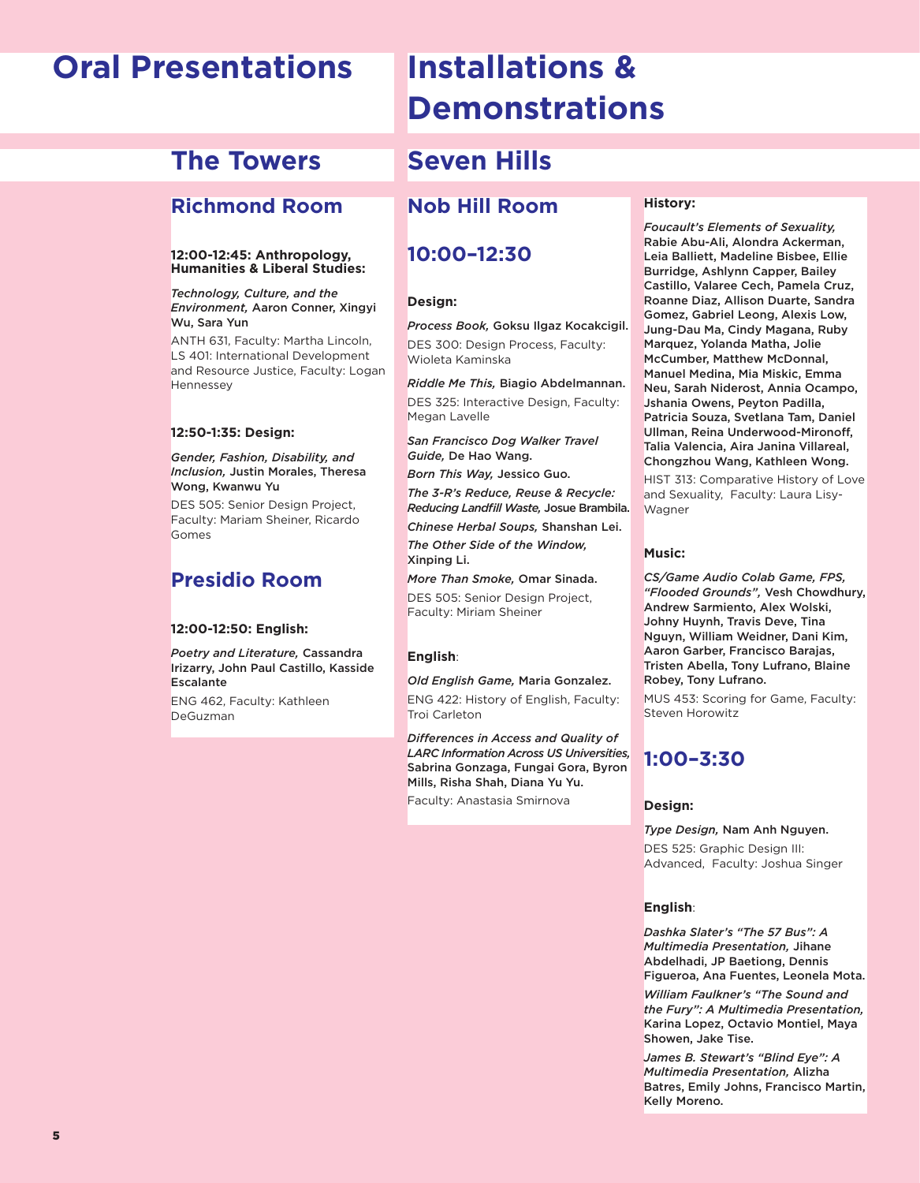# Oral Presentations

## The Towers

### Richmond Room

**12:00-12:45: Anthropology, Humanities & Liberal Studies:**

*Technology, Culture, and the Environment,* **Aaron Conner, Xingyi Wu, Sara Yun**

ANTH 631, Faculty: Martha Lincoln, LS 401: International Development and Resource Justice, Faculty: Logan Hennessey

**12:50-1:35: Design:**

*Gender, Fashion, Disability, and Inclusion,* **Justin Morales, Theresa Wong, Kwanwu Yu**

DES 505: Senior Design Project, Faculty: Mariam Sheiner, Ricardo Gomes

### Presidio Room

**12:00-12:50: English:**

*Poetry and Literature,* **Cassandra Irizarry, John Paul Castillo, Kasside Escalante**

ENG 462, Faculty: Kathleen DeGuzman

# Installations & Demonstrations

## Seven Hills

### Nob Hill Room

### 10:00–12:30

**Design:**

*Process Book,* **Goksu Ilgaz Kocakcigil.**

DES 300: Design Process, Faculty: Wioleta Kaminska

*Riddle Me This,* **Biagio Abdelmannan.**

DES 325: Interactive Design, Faculty: Megan Lavelle

*San Francisco Dog Walker Travel Guide,* **De Hao Wang.**

*Born This Way,* **Jessico Guo.**

*The 3-R's Reduce, Reuse & Recycle: Reducing Landfill Waste,* **Josue Brambila.**

*Chinese Herbal Soups,* **Shanshan Lei.**

*The Other Side of the Window,* **Xinping Li.**

*More Than Smoke,* **Omar Sinada.**

DES 505: Senior Design Project, Faculty: Miriam Sheiner

**English**:

*Old English Game,* **Maria Gonzalez.**

ENG 422: History of English, Faculty: Troi Carleton

*Differences in Access and Quality of LARC Information Across US Universities,* **Sabrina Gonzaga, Fungai Gora, Byron Mills, Risha Shah, Diana Yu Yu.**

Faculty: Anastasia Smirnova

**History:**

*Foucault's Elements of Sexuality,* **Rabie Abu-Ali, Alondra Ackerman, Leia Balliett, Madeline Bisbee, Ellie Burridge, Ashlynn Capper, Bailey Castillo, Valaree Cech, Pamela Cruz, Roanne Diaz, Allison Duarte, Sandra Gomez, Gabriel Leong, Alexis Low, Jung-Dau Ma, Cindy Magana, Ruby Marquez, Yolanda Matha, Jolie McCumber, Matthew McDonnal, Manuel Medina, Mia Miskic, Emma Neu, Sarah Niderost, Annia Ocampo, Jshania Owens, Peyton Padilla, Patricia Souza, Svetlana Tam, Daniel Ullman, Reina Underwood-Mironoff, Talia Valencia, Aira Janina Villareal, Chongzhou Wang, Kathleen Wong.**

HIST 313: Comparative History of Love and Sexuality, Faculty: Laura Lisy-Wagner

**Music:**

*CS/Game Audio Colab Game, FPS, "Flooded Grounds",* **Vesh Chowdhury, Andrew Sarmiento, Alex Wolski, Johny Huynh, Travis Deve, Tina Nguyn, William Weidner, Dani Kim, Aaron Garber, Francisco Barajas, Tristen Abella, Tony Lufrano, Blaine Robey, Tony Lufrano.**

MUS 453: Scoring for Game, Faculty: Steven Horowitz

### 1:00–3:30

**Design:**

*Type Design,* **Nam Anh Nguyen.**

DES 525: Graphic Design III: Advanced, Faculty: Joshua Singer

**English**:

*Dashka Slater's "The 57 Bus": A Multimedia Presentation,* **Jihane Abdelhadi, JP Baetiong, Dennis Figueroa, Ana Fuentes, Leonela Mota.**

*William Faulkner's "The Sound and the Fury": A Multimedia Presentation,* **Karina Lopez, Octavio Montiel, Maya Showen, Jake Tise.**

*James B. Stewart's "Blind Eye": A Multimedia Presentation,* **Alizha Batres, Emily Johns, Francisco Martin, Kelly Moreno.**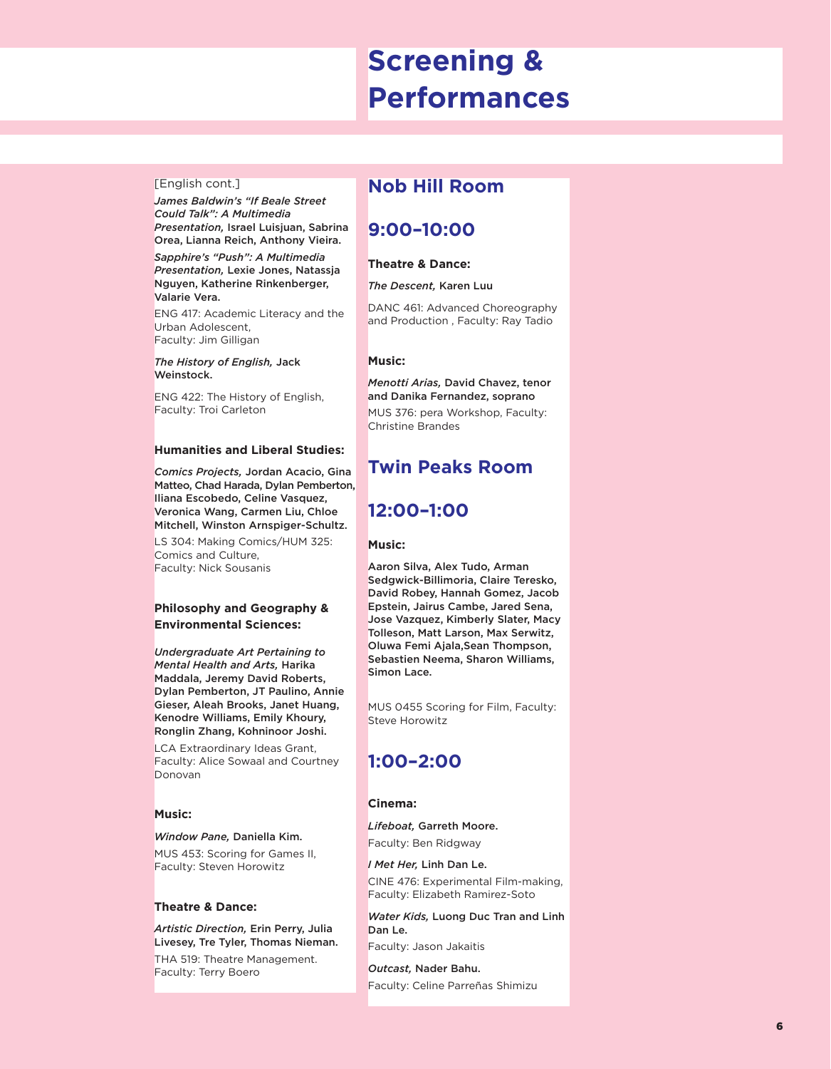# Screening & Performances

[English cont.]

*James Baldwin's "If Beale Street Could Talk": A Multimedia Presentation,* **Israel Luisjuan, Sabrina Orea, Lianna Reich, Anthony Vieira.**

*Sapphire's "Push": A Multimedia Presentation,* **Lexie Jones, Natassja Nguyen, Katherine Rinkenberger, Valarie Vera.**

ENG 417: Academic Literacy and the Urban Adolescent,
Faculty: Jim Gilligan

*The History of English,* **Jack Weinstock.**

ENG 422: The History of English,
Faculty: Troi Carleton

**Humanities and Liberal Studies:**

*Comics Projects,* **Jordan Acacio, Gina Matteo, Chad Harada, Dylan Pemberton, Iliana Escobedo, Celine Vasquez, Veronica Wang, Carmen Liu, Chloe Mitchell, Winston Arnspiger-Schultz.**

LS 304: Making Comics/HUM 325: Comics and Culture,
Faculty: Nick Sousanis

**Philosophy and Geography & Environmental Sciences:**

*Undergraduate Art Pertaining to Mental Health and Arts,* **Harika Maddala, Jeremy David Roberts, Dylan Pemberton, JT Paulino, Annie Gieser, Aleah Brooks, Janet Huang, Kenodre Williams, Emily Khoury, Ronglin Zhang, Kohninoor Joshi.**

LCA Extraordinary Ideas Grant,
Faculty: Alice Sowaal and Courtney Donovan

**Music:**

*Window Pane,* **Daniella Kim.**

MUS 453: Scoring for Games II,
Faculty: Steven Horowitz

**Theatre & Dance:**

*Artistic Direction,* **Erin Perry, Julia Livesey, Tre Tyler, Thomas Nieman.**

THA 519: Theatre Management.
Faculty: Terry Boero

## Nob Hill Room

## 9:00–10:00

**Theatre & Dance:**

*The Descent,* **Karen Luu**

DANC 461: Advanced Choreography and Production , Faculty: Ray Tadio

**Music:**

*Menotti Arias,* **David Chavez, tenor and Danika Fernandez, soprano**

MUS 376: pera Workshop, Faculty: Christine Brandes

## Twin Peaks Room

## 12:00–1:00

**Music:**

**Aaron Silva, Alex Tudo, Arman Sedgwick-Billimoria, Claire Teresko, David Robey, Hannah Gomez, Jacob Epstein, Jairus Cambe, Jared Sena, Jose Vazquez, Kimberly Slater, Macy Tolleson, Matt Larson, Max Serwitz, Oluwa Femi Ajala,Sean Thompson, Sebastien Neema, Sharon Williams, Simon Lace.**

MUS 0455 Scoring for Film, Faculty: Steve Horowitz

## 1:00–2:00

**Cinema:**

*Lifeboat,* **Garreth Moore.**

Faculty: Ben Ridgway

*I Met Her,* **Linh Dan Le.**

CINE 476: Experimental Film-making, Faculty: Elizabeth Ramirez-Soto

*Water Kids,* **Luong Duc Tran and Linh Dan Le.**

Faculty: Jason Jakaitis

*Outcast,* **Nader Bahu.**

Faculty: Celine Parreñas Shimizu